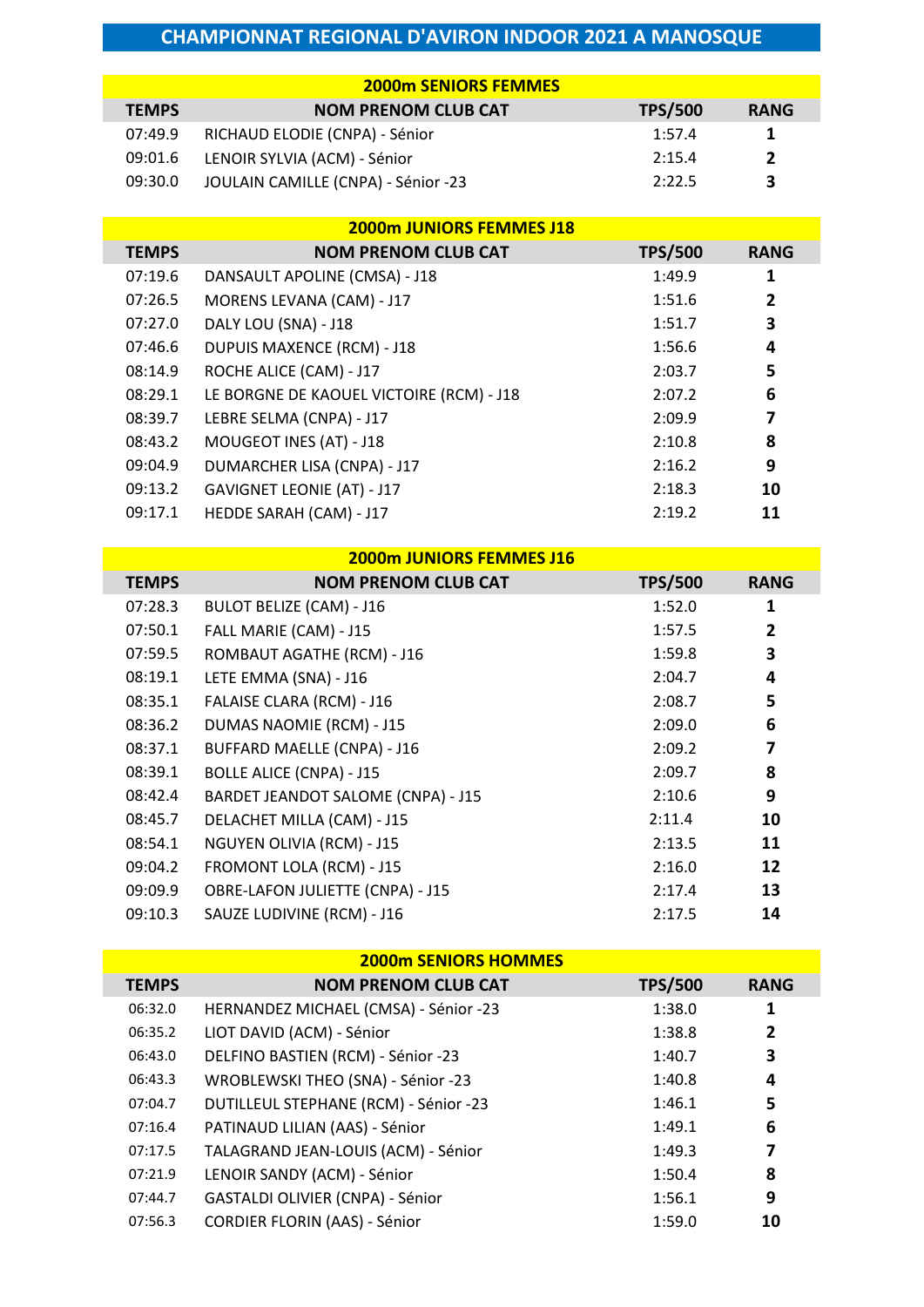# CHAMPIONNAT REGIONAL D'AVIRON INDOOR 2021 A MANOSQUE

## 2000m SENIORS FEMMES

| TEMPS | NOM PRENOM CLUB CAT | TPS/500 | RANG |
|---|---|---|---|
| 07:49.9 | RICHAUD ELODIE (CNPA) - Sénior | 1:57.4 | 1 |
| 09:01.6 | LENOIR SYLVIA (ACM) - Sénior | 2:15.4 | 2 |
| 09:30.0 | JOULAIN CAMILLE (CNPA) - Sénior -23 | 2:22.5 | 3 |

## 2000m JUNIORS FEMMES J18

| TEMPS | NOM PRENOM CLUB CAT | TPS/500 | RANG |
|---|---|---|---|
| 07:19.6 | DANSAULT APOLINE (CMSA) - J18 | 1:49.9 | 1 |
| 07:26.5 | MORENS LEVANA (CAM) - J17 | 1:51.6 | 2 |
| 07:27.0 | DALY LOU (SNA) - J18 | 1:51.7 | 3 |
| 07:46.6 | DUPUIS MAXENCE (RCM) - J18 | 1:56.6 | 4 |
| 08:14.9 | ROCHE ALICE (CAM) - J17 | 2:03.7 | 5 |
| 08:29.1 | LE BORGNE DE KAOUEL VICTOIRE (RCM) - J18 | 2:07.2 | 6 |
| 08:39.7 | LEBRE SELMA (CNPA) - J17 | 2:09.9 | 7 |
| 08:43.2 | MOUGEOT INES (AT) - J18 | 2:10.8 | 8 |
| 09:04.9 | DUMARCHER LISA (CNPA) - J17 | 2:16.2 | 9 |
| 09:13.2 | GAVIGNET LEONIE (AT) - J17 | 2:18.3 | 10 |
| 09:17.1 | HEDDE SARAH (CAM) - J17 | 2:19.2 | 11 |

## 2000m JUNIORS FEMMES J16

| TEMPS | NOM PRENOM CLUB CAT | TPS/500 | RANG |
|---|---|---|---|
| 07:28.3 | BULOT BELIZE (CAM) - J16 | 1:52.0 | 1 |
| 07:50.1 | FALL MARIE (CAM) - J15 | 1:57.5 | 2 |
| 07:59.5 | ROMBAUT AGATHE (RCM) - J16 | 1:59.8 | 3 |
| 08:19.1 | LETE EMMA (SNA) - J16 | 2:04.7 | 4 |
| 08:35.1 | FALAISE CLARA (RCM) - J16 | 2:08.7 | 5 |
| 08:36.2 | DUMAS NAOMIE (RCM) - J15 | 2:09.0 | 6 |
| 08:37.1 | BUFFARD MAELLE (CNPA) - J16 | 2:09.2 | 7 |
| 08:39.1 | BOLLE ALICE (CNPA) - J15 | 2:09.7 | 8 |
| 08:42.4 | BARDET JEANDOT SALOME (CNPA) - J15 | 2:10.6 | 9 |
| 08:45.7 | DELACHET MILLA (CAM) - J15 | 2:11.4 | 10 |
| 08:54.1 | NGUYEN OLIVIA (RCM) - J15 | 2:13.5 | 11 |
| 09:04.2 | FROMONT LOLA (RCM) - J15 | 2:16.0 | 12 |
| 09:09.9 | OBRE-LAFON JULIETTE (CNPA) - J15 | 2:17.4 | 13 |
| 09:10.3 | SAUZE LUDIVINE (RCM) - J16 | 2:17.5 | 14 |

## 2000m SENIORS HOMMES

| TEMPS | NOM PRENOM CLUB CAT | TPS/500 | RANG |
|---|---|---|---|
| 06:32.0 | HERNANDEZ MICHAEL (CMSA) - Sénior -23 | 1:38.0 | 1 |
| 06:35.2 | LIOT DAVID (ACM) - Sénior | 1:38.8 | 2 |
| 06:43.0 | DELFINO BASTIEN (RCM) - Sénior -23 | 1:40.7 | 3 |
| 06:43.3 | WROBLEWSKI THEO (SNA) - Sénior -23 | 1:40.8 | 4 |
| 07:04.7 | DUTILLEUL STEPHANE (RCM) - Sénior -23 | 1:46.1 | 5 |
| 07:16.4 | PATINAUD LILIAN (AAS) - Sénior | 1:49.1 | 6 |
| 07:17.5 | TALAGRAND JEAN-LOUIS (ACM) - Sénior | 1:49.3 | 7 |
| 07:21.9 | LENOIR SANDY (ACM) - Sénior | 1:50.4 | 8 |
| 07:44.7 | GASTALDI OLIVIER (CNPA) - Sénior | 1:56.1 | 9 |
| 07:56.3 | CORDIER FLORIN (AAS) - Sénior | 1:59.0 | 10 |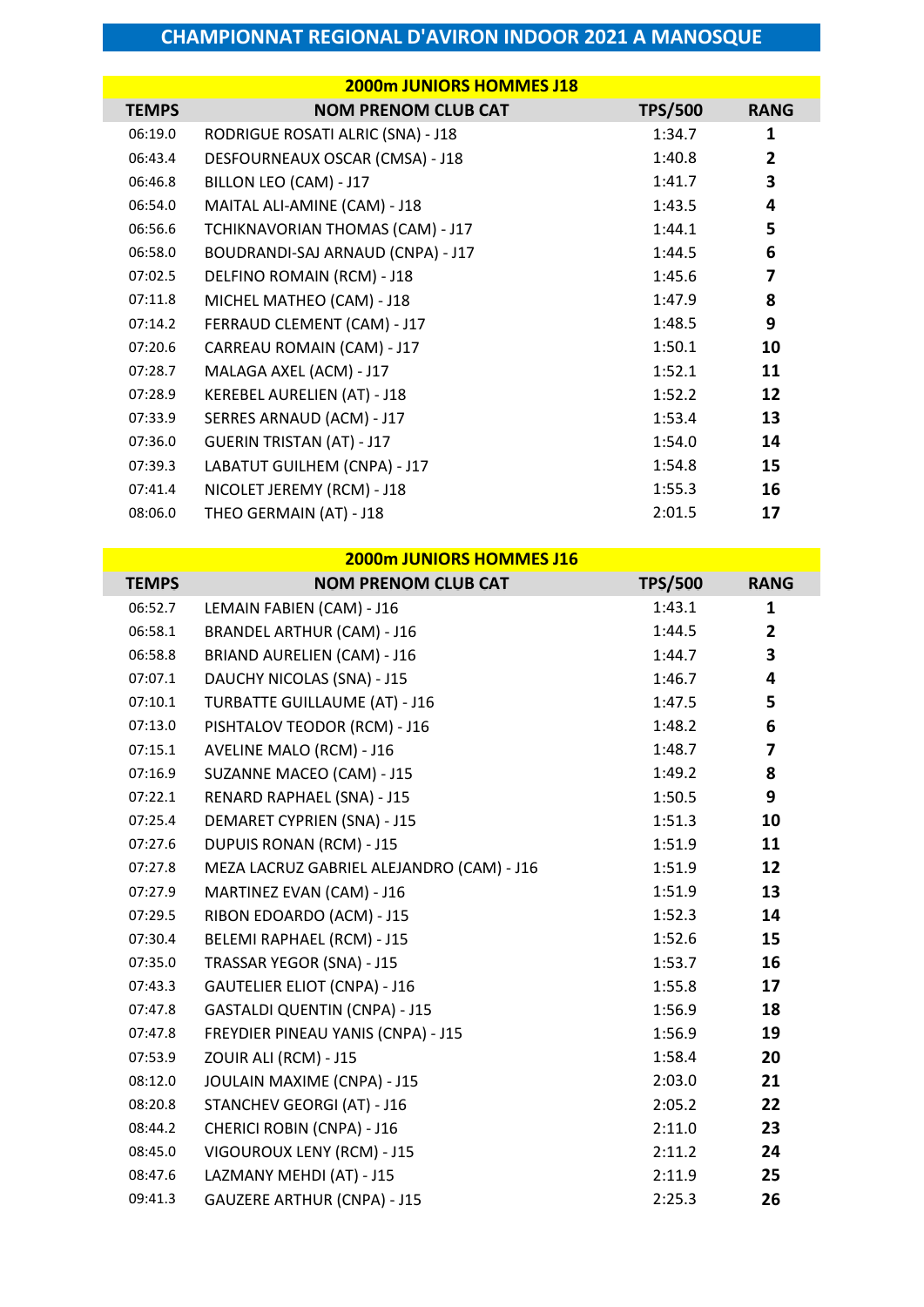# CHAMPIONNAT REGIONAL D'AVIRON INDOOR 2021 A MANOSQUE

## 2000m JUNIORS HOMMES J18

| TEMPS | NOM PRENOM CLUB CAT | TPS/500 | RANG |
|---|---|---|---|
| 06:19.0 | RODRIGUE ROSATI ALRIC (SNA) - J18 | 1:34.7 | 1 |
| 06:43.4 | DESFOURNEAUX OSCAR (CMSA) - J18 | 1:40.8 | 2 |
| 06:46.8 | BILLON LEO (CAM) - J17 | 1:41.7 | 3 |
| 06:54.0 | MAITAL ALI-AMINE (CAM) - J18 | 1:43.5 | 4 |
| 06:56.6 | TCHIKNAVORIAN THOMAS (CAM) - J17 | 1:44.1 | 5 |
| 06:58.0 | BOUDRANDI-SAJ ARNAUD (CNPA) - J17 | 1:44.5 | 6 |
| 07:02.5 | DELFINO ROMAIN (RCM) - J18 | 1:45.6 | 7 |
| 07:11.8 | MICHEL MATHEO (CAM) - J18 | 1:47.9 | 8 |
| 07:14.2 | FERRAUD CLEMENT (CAM) - J17 | 1:48.5 | 9 |
| 07:20.6 | CARREAU ROMAIN (CAM) - J17 | 1:50.1 | 10 |
| 07:28.7 | MALAGA AXEL (ACM) - J17 | 1:52.1 | 11 |
| 07:28.9 | KEREBEL AURELIEN (AT) - J18 | 1:52.2 | 12 |
| 07:33.9 | SERRES ARNAUD (ACM) - J17 | 1:53.4 | 13 |
| 07:36.0 | GUERIN TRISTAN (AT) - J17 | 1:54.0 | 14 |
| 07:39.3 | LABATUT GUILHEM (CNPA) - J17 | 1:54.8 | 15 |
| 07:41.4 | NICOLET JEREMY (RCM) - J18 | 1:55.3 | 16 |
| 08:06.0 | THEO GERMAIN (AT) - J18 | 2:01.5 | 17 |

## 2000m JUNIORS HOMMES J16

| TEMPS | NOM PRENOM CLUB CAT | TPS/500 | RANG |
|---|---|---|---|
| 06:52.7 | LEMAIN FABIEN (CAM) - J16 | 1:43.1 | 1 |
| 06:58.1 | BRANDEL ARTHUR (CAM) - J16 | 1:44.5 | 2 |
| 06:58.8 | BRIAND AURELIEN (CAM) - J16 | 1:44.7 | 3 |
| 07:07.1 | DAUCHY NICOLAS (SNA) - J15 | 1:46.7 | 4 |
| 07:10.1 | TURBATTE GUILLAUME (AT) - J16 | 1:47.5 | 5 |
| 07:13.0 | PISHTALOV TEODOR (RCM) - J16 | 1:48.2 | 6 |
| 07:15.1 | AVELINE MALO (RCM) - J16 | 1:48.7 | 7 |
| 07:16.9 | SUZANNE MACEO (CAM) - J15 | 1:49.2 | 8 |
| 07:22.1 | RENARD RAPHAEL (SNA) - J15 | 1:50.5 | 9 |
| 07:25.4 | DEMARET CYPRIEN (SNA) - J15 | 1:51.3 | 10 |
| 07:27.6 | DUPUIS RONAN (RCM) - J15 | 1:51.9 | 11 |
| 07:27.8 | MEZA LACRUZ GABRIEL ALEJANDRO (CAM) - J16 | 1:51.9 | 12 |
| 07:27.9 | MARTINEZ EVAN (CAM) - J16 | 1:51.9 | 13 |
| 07:29.5 | RIBON EDOARDO (ACM) - J15 | 1:52.3 | 14 |
| 07:30.4 | BELEMI RAPHAEL (RCM) - J15 | 1:52.6 | 15 |
| 07:35.0 | TRASSAR YEGOR (SNA) - J15 | 1:53.7 | 16 |
| 07:43.3 | GAUTELIER ELIOT (CNPA) - J16 | 1:55.8 | 17 |
| 07:47.8 | GASTALDI QUENTIN (CNPA) - J15 | 1:56.9 | 18 |
| 07:47.8 | FREYDIER PINEAU YANIS (CNPA) - J15 | 1:56.9 | 19 |
| 07:53.9 | ZOUIR ALI (RCM) - J15 | 1:58.4 | 20 |
| 08:12.0 | JOULAIN MAXIME (CNPA) - J15 | 2:03.0 | 21 |
| 08:20.8 | STANCHEV GEORGI (AT) - J16 | 2:05.2 | 22 |
| 08:44.2 | CHERICI ROBIN (CNPA) - J16 | 2:11.0 | 23 |
| 08:45.0 | VIGOUROUX LENY (RCM) - J15 | 2:11.2 | 24 |
| 08:47.6 | LAZMANY MEHDI (AT) - J15 | 2:11.9 | 25 |
| 09:41.3 | GAUZERE ARTHUR (CNPA) - J15 | 2:25.3 | 26 |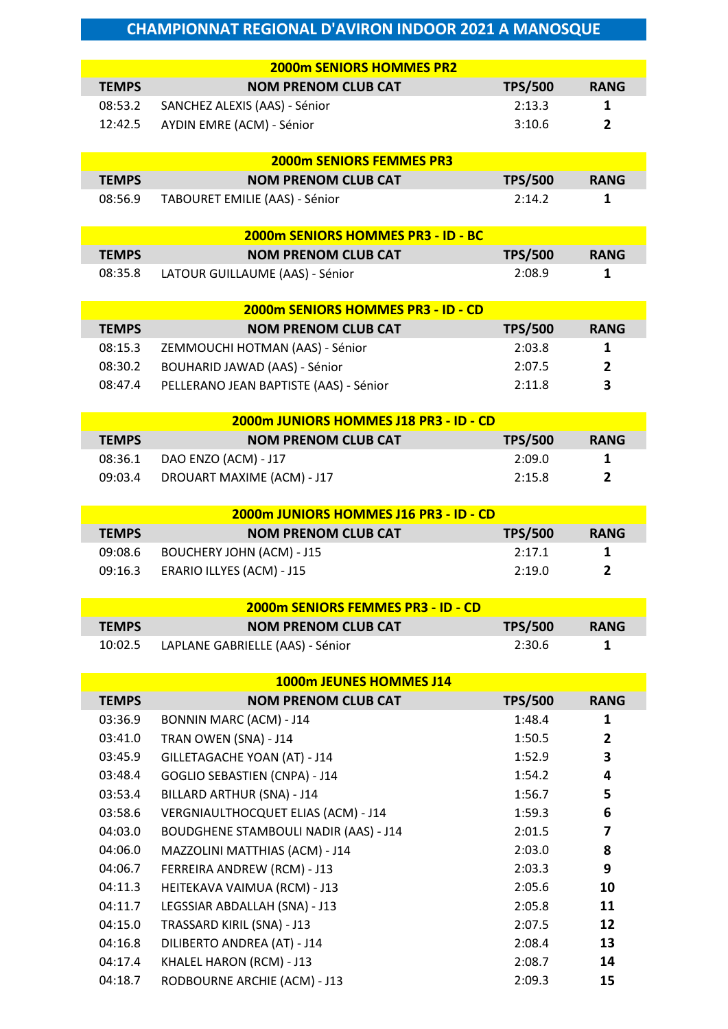# CHAMPIONNAT REGIONAL D'AVIRON INDOOR 2021 A MANOSQUE

## 2000m SENIORS HOMMES PR2

| TEMPS | NOM PRENOM CLUB CAT | TPS/500 | RANG |
|---|---|---|---|
| 08:53.2 | SANCHEZ ALEXIS (AAS) - Sénior | 2:13.3 | 1 |
| 12:42.5 | AYDIN EMRE (ACM) - Sénior | 3:10.6 | 2 |

## 2000m SENIORS FEMMES PR3

| TEMPS | NOM PRENOM CLUB CAT | TPS/500 | RANG |
|---|---|---|---|
| 08:56.9 | TABOURET EMILIE (AAS) - Sénior | 2:14.2 | 1 |

## 2000m SENIORS HOMMES PR3 - ID - BC

| TEMPS | NOM PRENOM CLUB CAT | TPS/500 | RANG |
|---|---|---|---|
| 08:35.8 | LATOUR GUILLAUME (AAS) - Sénior | 2:08.9 | 1 |

## 2000m SENIORS HOMMES PR3 - ID - CD

| TEMPS | NOM PRENOM CLUB CAT | TPS/500 | RANG |
|---|---|---|---|
| 08:15.3 | ZEMMOUCHI HOTMAN (AAS) - Sénior | 2:03.8 | 1 |
| 08:30.2 | BOUHARID JAWAD (AAS) - Sénior | 2:07.5 | 2 |
| 08:47.4 | PELLERANO JEAN BAPTISTE (AAS) - Sénior | 2:11.8 | 3 |

## 2000m JUNIORS HOMMES J18 PR3 - ID - CD

| TEMPS | NOM PRENOM CLUB CAT | TPS/500 | RANG |
|---|---|---|---|
| 08:36.1 | DAO ENZO (ACM) - J17 | 2:09.0 | 1 |
| 09:03.4 | DROUART MAXIME (ACM) - J17 | 2:15.8 | 2 |

## 2000m JUNIORS HOMMES J16 PR3 - ID - CD

| TEMPS | NOM PRENOM CLUB CAT | TPS/500 | RANG |
|---|---|---|---|
| 09:08.6 | BOUCHERY JOHN (ACM) - J15 | 2:17.1 | 1 |
| 09:16.3 | ERARIO ILLYES (ACM) - J15 | 2:19.0 | 2 |

## 2000m SENIORS FEMMES PR3 - ID - CD

| TEMPS | NOM PRENOM CLUB CAT | TPS/500 | RANG |
|---|---|---|---|
| 10:02.5 | LAPLANE GABRIELLE (AAS) - Sénior | 2:30.6 | 1 |

## 1000m JEUNES HOMMES J14

| TEMPS | NOM PRENOM CLUB CAT | TPS/500 | RANG |
|---|---|---|---|
| 03:36.9 | BONNIN MARC (ACM) - J14 | 1:48.4 | 1 |
| 03:41.0 | TRAN OWEN (SNA) - J14 | 1:50.5 | 2 |
| 03:45.9 | GILLETAGACHE YOAN (AT) - J14 | 1:52.9 | 3 |
| 03:48.4 | GOGLIO SEBASTIEN (CNPA) - J14 | 1:54.2 | 4 |
| 03:53.4 | BILLARD ARTHUR (SNA) - J14 | 1:56.7 | 5 |
| 03:58.6 | VERGNIAULTHOCQUET ELIAS (ACM) - J14 | 1:59.3 | 6 |
| 04:03.0 | BOUDGHENE STAMBOULI NADIR (AAS) - J14 | 2:01.5 | 7 |
| 04:06.0 | MAZZOLINI MATTHIAS (ACM) - J14 | 2:03.0 | 8 |
| 04:06.7 | FERREIRA ANDREW (RCM) - J13 | 2:03.3 | 9 |
| 04:11.3 | HEITEKAVA VAIMUA (RCM) - J13 | 2:05.6 | 10 |
| 04:11.7 | LEGSSIAR ABDALLAH (SNA) - J13 | 2:05.8 | 11 |
| 04:15.0 | TRASSARD KIRIL (SNA) - J13 | 2:07.5 | 12 |
| 04:16.8 | DILIBERTO ANDREA (AT) - J14 | 2:08.4 | 13 |
| 04:17.4 | KHALEL HARON (RCM) - J13 | 2:08.7 | 14 |
| 04:18.7 | RODBOURNE ARCHIE (ACM) - J13 | 2:09.3 | 15 |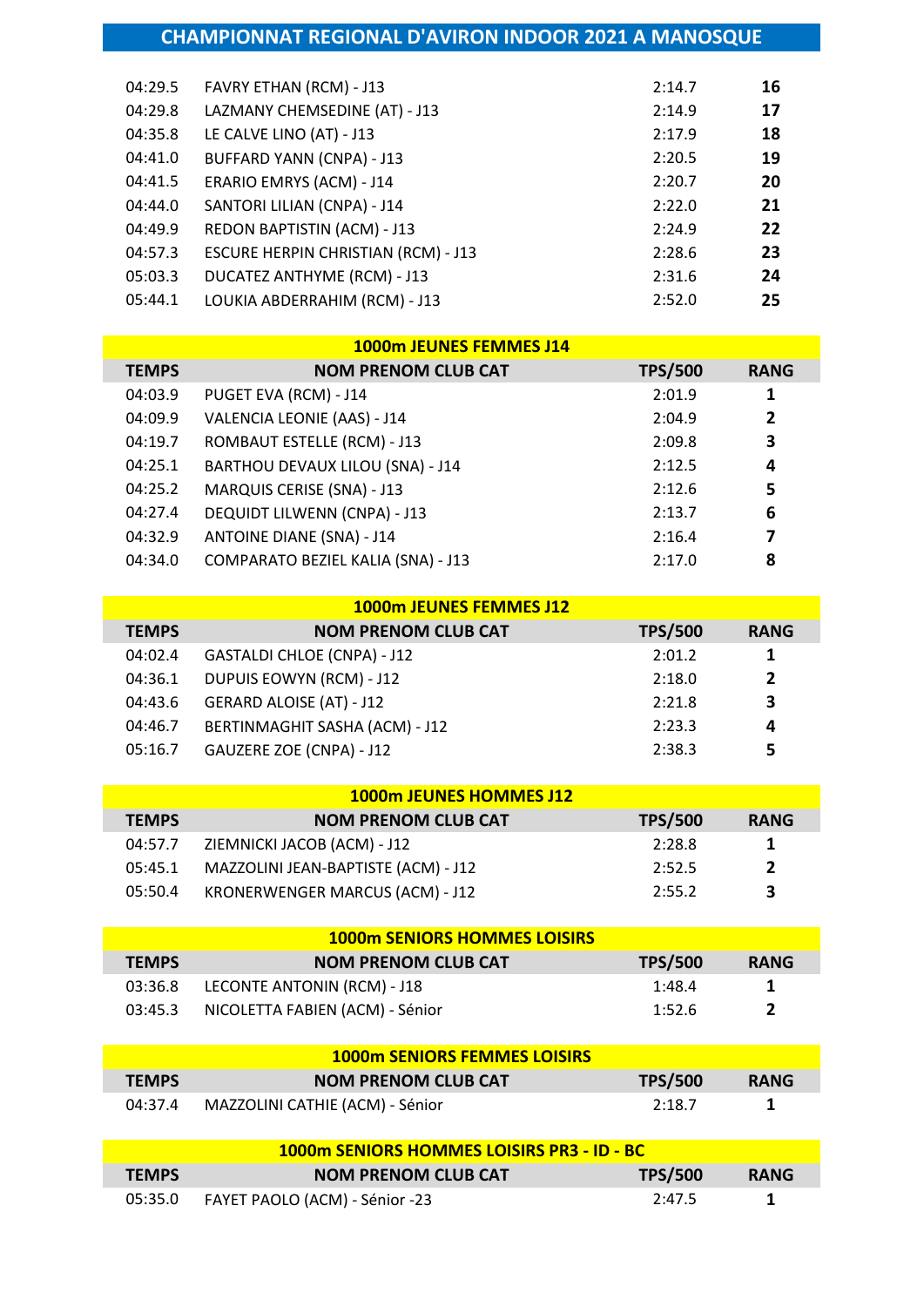# CHAMPIONNAT REGIONAL D'AVIRON INDOOR 2021 A MANOSQUE

| TEMPS | NOM PRENOM CLUB CAT | TPS/500 | RANG |
|---|---|---|---|
| 04:29.5 | FAVRY ETHAN (RCM) - J13 | 2:14.7 | **16** |
| 04:29.8 | LAZMANY CHEMSEDINE (AT) - J13 | 2:14.9 | **17** |
| 04:35.8 | LE CALVE LINO (AT) - J13 | 2:17.9 | **18** |
| 04:41.0 | BUFFARD YANN (CNPA) - J13 | 2:20.5 | **19** |
| 04:41.5 | ERARIO EMRYS (ACM) - J14 | 2:20.7 | **20** |
| 04:44.0 | SANTORI LILIAN (CNPA) - J14 | 2:22.0 | **21** |
| 04:49.9 | REDON BAPTISTIN (ACM) - J13 | 2:24.9 | **22** |
| 04:57.3 | ESCURE HERPIN CHRISTIAN (RCM) - J13 | 2:28.6 | **23** |
| 05:03.3 | DUCATEZ ANTHYME (RCM) - J13 | 2:31.6 | **24** |
| 05:44.1 | LOUKIA ABDERRAHIM (RCM) - J13 | 2:52.0 | **25** |

## 1000m JEUNES FEMMES J14

| TEMPS | NOM PRENOM CLUB CAT | TPS/500 | RANG |
|---|---|---|---|
| 04:03.9 | PUGET EVA (RCM) - J14 | 2:01.9 | **1** |
| 04:09.9 | VALENCIA LEONIE (AAS) - J14 | 2:04.9 | **2** |
| 04:19.7 | ROMBAUT ESTELLE (RCM) - J13 | 2:09.8 | **3** |
| 04:25.1 | BARTHOU DEVAUX LILOU (SNA) - J14 | 2:12.5 | **4** |
| 04:25.2 | MARQUIS CERISE (SNA) - J13 | 2:12.6 | **5** |
| 04:27.4 | DEQUIDT LILWENN (CNPA) - J13 | 2:13.7 | **6** |
| 04:32.9 | ANTOINE DIANE (SNA) - J14 | 2:16.4 | **7** |
| 04:34.0 | COMPARATO BEZIEL KALIA (SNA) - J13 | 2:17.0 | **8** |

## 1000m JEUNES FEMMES J12

| TEMPS | NOM PRENOM CLUB CAT | TPS/500 | RANG |
|---|---|---|---|
| 04:02.4 | GASTALDI CHLOE (CNPA) - J12 | 2:01.2 | **1** |
| 04:36.1 | DUPUIS EOWYN (RCM) - J12 | 2:18.0 | **2** |
| 04:43.6 | GERARD ALOISE (AT) - J12 | 2:21.8 | **3** |
| 04:46.7 | BERTINMAGHIT SASHA (ACM) - J12 | 2:23.3 | **4** |
| 05:16.7 | GAUZERE ZOE (CNPA) - J12 | 2:38.3 | **5** |

## 1000m JEUNES HOMMES J12

| TEMPS | NOM PRENOM CLUB CAT | TPS/500 | RANG |
|---|---|---|---|
| 04:57.7 | ZIEMNICKI JACOB (ACM) - J12 | 2:28.8 | **1** |
| 05:45.1 | MAZZOLINI JEAN-BAPTISTE (ACM) - J12 | 2:52.5 | **2** |
| 05:50.4 | KRONERWENGER MARCUS (ACM) - J12 | 2:55.2 | **3** |

## 1000m SENIORS HOMMES LOISIRS

| TEMPS | NOM PRENOM CLUB CAT | TPS/500 | RANG |
|---|---|---|---|
| 03:36.8 | LECONTE ANTONIN (RCM) - J18 | 1:48.4 | **1** |
| 03:45.3 | NICOLETTA FABIEN (ACM) - Sénior | 1:52.6 | **2** |

## 1000m SENIORS FEMMES LOISIRS

| TEMPS | NOM PRENOM CLUB CAT | TPS/500 | RANG |
|---|---|---|---|
| 04:37.4 | MAZZOLINI CATHIE (ACM) - Sénior | 2:18.7 | **1** |

## 1000m SENIORS HOMMES LOISIRS PR3 - ID - BC

| TEMPS | NOM PRENOM CLUB CAT | TPS/500 | RANG |
|---|---|---|---|
| 05:35.0 | FAYET PAOLO (ACM) - Sénior -23 | 2:47.5 | **1** |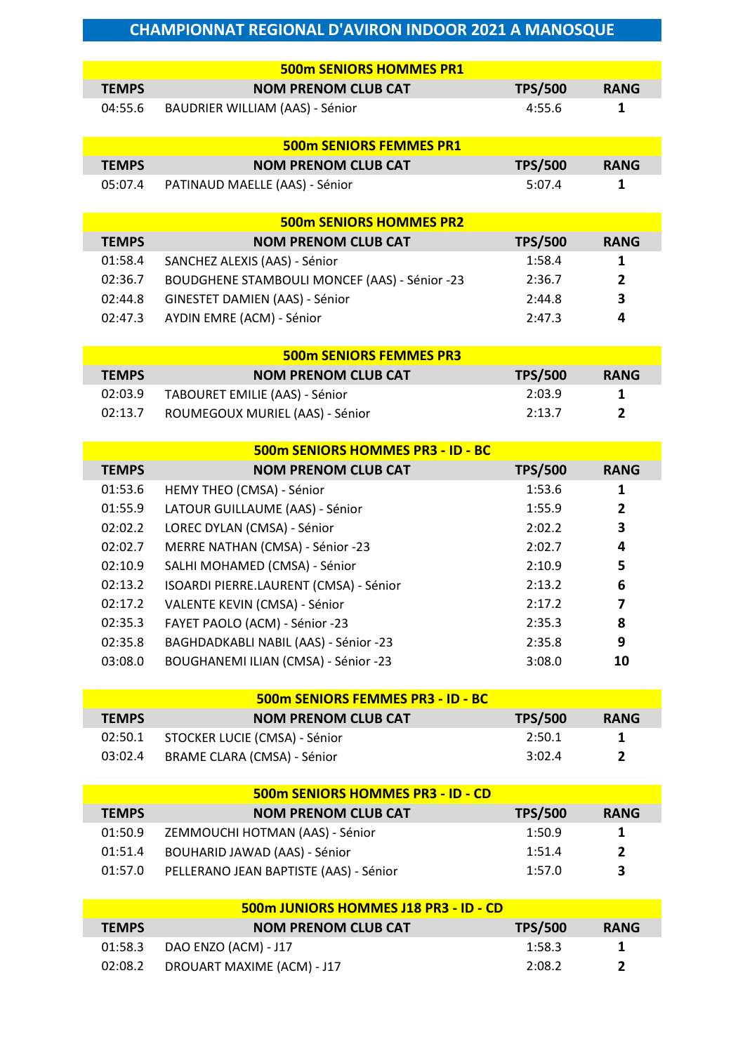# CHAMPIONNAT REGIONAL D'AVIRON INDOOR 2021 A MANOSQUE

## 500m SENIORS HOMMES PR1

| TEMPS | NOM PRENOM CLUB CAT | TPS/500 | RANG |
|---|---|---|---|
| 04:55.6 | BAUDRIER WILLIAM (AAS) - Sénior | 4:55.6 | 1 |

## 500m SENIORS FEMMES PR1

| TEMPS | NOM PRENOM CLUB CAT | TPS/500 | RANG |
|---|---|---|---|
| 05:07.4 | PATINAUD MAELLE (AAS) - Sénior | 5:07.4 | 1 |

## 500m SENIORS HOMMES PR2

| TEMPS | NOM PRENOM CLUB CAT | TPS/500 | RANG |
|---|---|---|---|
| 01:58.4 | SANCHEZ ALEXIS (AAS) - Sénior | 1:58.4 | 1 |
| 02:36.7 | BOUDGHENE STAMBOULI MONCEF (AAS) - Sénior -23 | 2:36.7 | 2 |
| 02:44.8 | GINESTET DAMIEN (AAS) - Sénior | 2:44.8 | 3 |
| 02:47.3 | AYDIN EMRE (ACM) - Sénior | 2:47.3 | 4 |

## 500m SENIORS FEMMES PR3

| TEMPS | NOM PRENOM CLUB CAT | TPS/500 | RANG |
|---|---|---|---|
| 02:03.9 | TABOURET EMILIE (AAS) - Sénior | 2:03.9 | 1 |
| 02:13.7 | ROUMEGOUX MURIEL (AAS) - Sénior | 2:13.7 | 2 |

## 500m SENIORS HOMMES PR3 - ID - BC

| TEMPS | NOM PRENOM CLUB CAT | TPS/500 | RANG |
|---|---|---|---|
| 01:53.6 | HEMY THEO (CMSA) - Sénior | 1:53.6 | 1 |
| 01:55.9 | LATOUR GUILLAUME (AAS) - Sénior | 1:55.9 | 2 |
| 02:02.2 | LOREC DYLAN (CMSA) - Sénior | 2:02.2 | 3 |
| 02:02.7 | MERRE NATHAN (CMSA) - Sénior -23 | 2:02.7 | 4 |
| 02:10.9 | SALHI MOHAMED (CMSA) - Sénior | 2:10.9 | 5 |
| 02:13.2 | ISOARDI PIERRE.LAURENT (CMSA) - Sénior | 2:13.2 | 6 |
| 02:17.2 | VALENTE KEVIN (CMSA) - Sénior | 2:17.2 | 7 |
| 02:35.3 | FAYET PAOLO (ACM) - Sénior -23 | 2:35.3 | 8 |
| 02:35.8 | BAGHDADKABLI NABIL (AAS) - Sénior -23 | 2:35.8 | 9 |
| 03:08.0 | BOUGHANEMI ILIAN (CMSA) - Sénior -23 | 3:08.0 | 10 |

## 500m SENIORS FEMMES PR3 - ID - BC

| TEMPS | NOM PRENOM CLUB CAT | TPS/500 | RANG |
|---|---|---|---|
| 02:50.1 | STOCKER LUCIE (CMSA) - Sénior | 2:50.1 | 1 |
| 03:02.4 | BRAME CLARA (CMSA) - Sénior | 3:02.4 | 2 |

## 500m SENIORS HOMMES PR3 - ID - CD

| TEMPS | NOM PRENOM CLUB CAT | TPS/500 | RANG |
|---|---|---|---|
| 01:50.9 | ZEMMOUCHI HOTMAN (AAS) - Sénior | 1:50.9 | 1 |
| 01:51.4 | BOUHARID JAWAD (AAS) - Sénior | 1:51.4 | 2 |
| 01:57.0 | PELLERANO JEAN BAPTISTE (AAS) - Sénior | 1:57.0 | 3 |

## 500m JUNIORS HOMMES J18 PR3 - ID - CD

| TEMPS | NOM PRENOM CLUB CAT | TPS/500 | RANG |
|---|---|---|---|
| 01:58.3 | DAO ENZO (ACM) - J17 | 1:58.3 | 1 |
| 02:08.2 | DROUART MAXIME (ACM) - J17 | 2:08.2 | 2 |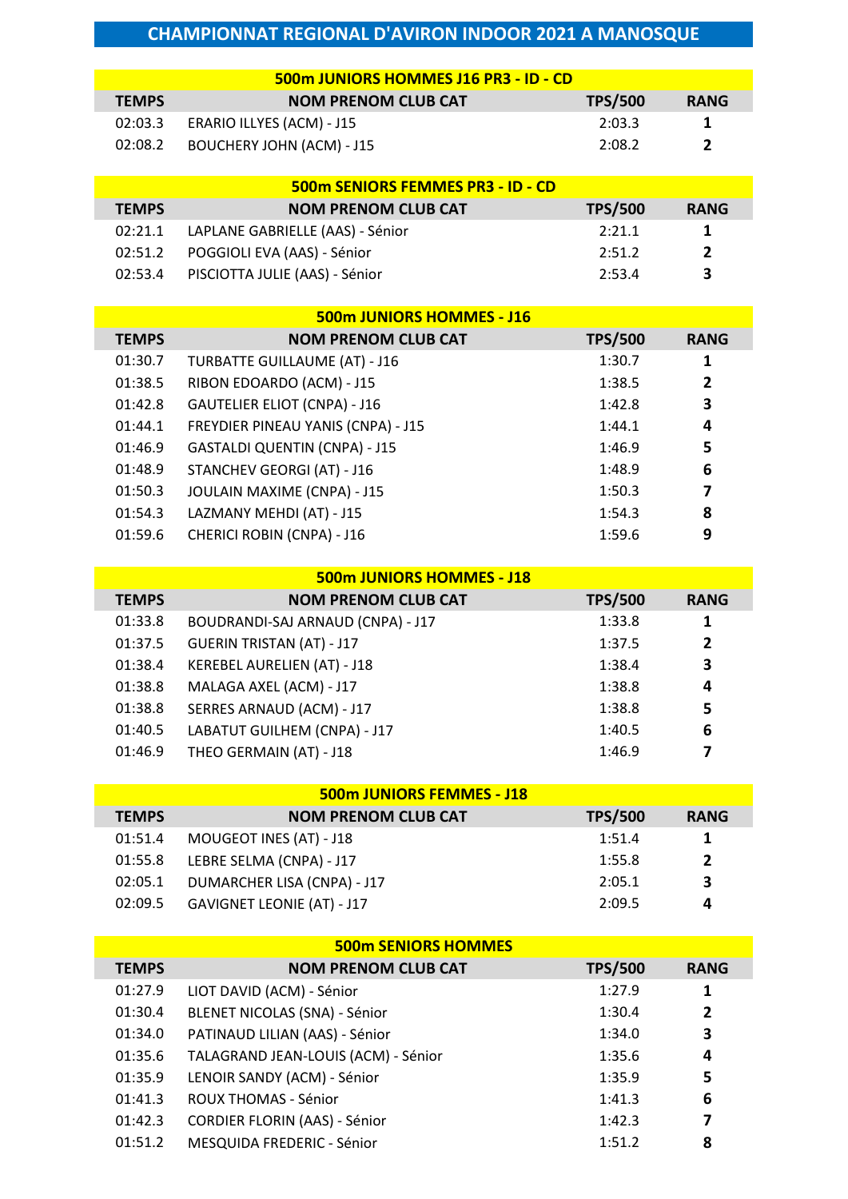# CHAMPIONNAT REGIONAL D'AVIRON INDOOR 2021 A MANOSQUE

## 500m JUNIORS HOMMES J16 PR3 - ID - CD

| TEMPS | NOM PRENOM CLUB CAT | TPS/500 | RANG |
|---|---|---|---|
| 02:03.3 | ERARIO ILLYES (ACM) - J15 | 2:03.3 | 1 |
| 02:08.2 | BOUCHERY JOHN (ACM) - J15 | 2:08.2 | 2 |

## 500m SENIORS FEMMES PR3 - ID - CD

| TEMPS | NOM PRENOM CLUB CAT | TPS/500 | RANG |
|---|---|---|---|
| 02:21.1 | LAPLANE GABRIELLE (AAS) - Sénior | 2:21.1 | 1 |
| 02:51.2 | POGGIOLI EVA (AAS) - Sénior | 2:51.2 | 2 |
| 02:53.4 | PISCIOTTA JULIE (AAS) - Sénior | 2:53.4 | 3 |

## 500m JUNIORS HOMMES - J16

| TEMPS | NOM PRENOM CLUB CAT | TPS/500 | RANG |
|---|---|---|---|
| 01:30.7 | TURBATTE GUILLAUME (AT) - J16 | 1:30.7 | 1 |
| 01:38.5 | RIBON EDOARDO (ACM) - J15 | 1:38.5 | 2 |
| 01:42.8 | GAUTELIER ELIOT (CNPA) - J16 | 1:42.8 | 3 |
| 01:44.1 | FREYDIER PINEAU YANIS (CNPA) - J15 | 1:44.1 | 4 |
| 01:46.9 | GASTALDI QUENTIN (CNPA) - J15 | 1:46.9 | 5 |
| 01:48.9 | STANCHEV GEORGI (AT) - J16 | 1:48.9 | 6 |
| 01:50.3 | JOULAIN MAXIME (CNPA) - J15 | 1:50.3 | 7 |
| 01:54.3 | LAZMANY MEHDI (AT) - J15 | 1:54.3 | 8 |
| 01:59.6 | CHERICI ROBIN (CNPA) - J16 | 1:59.6 | 9 |

## 500m JUNIORS HOMMES - J18

| TEMPS | NOM PRENOM CLUB CAT | TPS/500 | RANG |
|---|---|---|---|
| 01:33.8 | BOUDRANDI-SAJ ARNAUD (CNPA) - J17 | 1:33.8 | 1 |
| 01:37.5 | GUERIN TRISTAN (AT) - J17 | 1:37.5 | 2 |
| 01:38.4 | KEREBEL AURELIEN (AT) - J18 | 1:38.4 | 3 |
| 01:38.8 | MALAGA AXEL (ACM) - J17 | 1:38.8 | 4 |
| 01:38.8 | SERRES ARNAUD (ACM) - J17 | 1:38.8 | 5 |
| 01:40.5 | LABATUT GUILHEM (CNPA) - J17 | 1:40.5 | 6 |
| 01:46.9 | THEO GERMAIN (AT) - J18 | 1:46.9 | 7 |

## 500m JUNIORS FEMMES - J18

| TEMPS | NOM PRENOM CLUB CAT | TPS/500 | RANG |
|---|---|---|---|
| 01:51.4 | MOUGEOT INES (AT) - J18 | 1:51.4 | 1 |
| 01:55.8 | LEBRE SELMA (CNPA) - J17 | 1:55.8 | 2 |
| 02:05.1 | DUMARCHER LISA (CNPA) - J17 | 2:05.1 | 3 |
| 02:09.5 | GAVIGNET LEONIE (AT) - J17 | 2:09.5 | 4 |

## 500m SENIORS HOMMES

| TEMPS | NOM PRENOM CLUB CAT | TPS/500 | RANG |
|---|---|---|---|
| 01:27.9 | LIOT DAVID (ACM) - Sénior | 1:27.9 | 1 |
| 01:30.4 | BLENET NICOLAS (SNA) - Sénior | 1:30.4 | 2 |
| 01:34.0 | PATINAUD LILIAN (AAS) - Sénior | 1:34.0 | 3 |
| 01:35.6 | TALAGRAND JEAN-LOUIS (ACM) - Sénior | 1:35.6 | 4 |
| 01:35.9 | LENOIR SANDY (ACM) - Sénior | 1:35.9 | 5 |
| 01:41.3 | ROUX THOMAS - Sénior | 1:41.3 | 6 |
| 01:42.3 | CORDIER FLORIN (AAS) - Sénior | 1:42.3 | 7 |
| 01:51.2 | MESQUIDA FREDERIC - Sénior | 1:51.2 | 8 |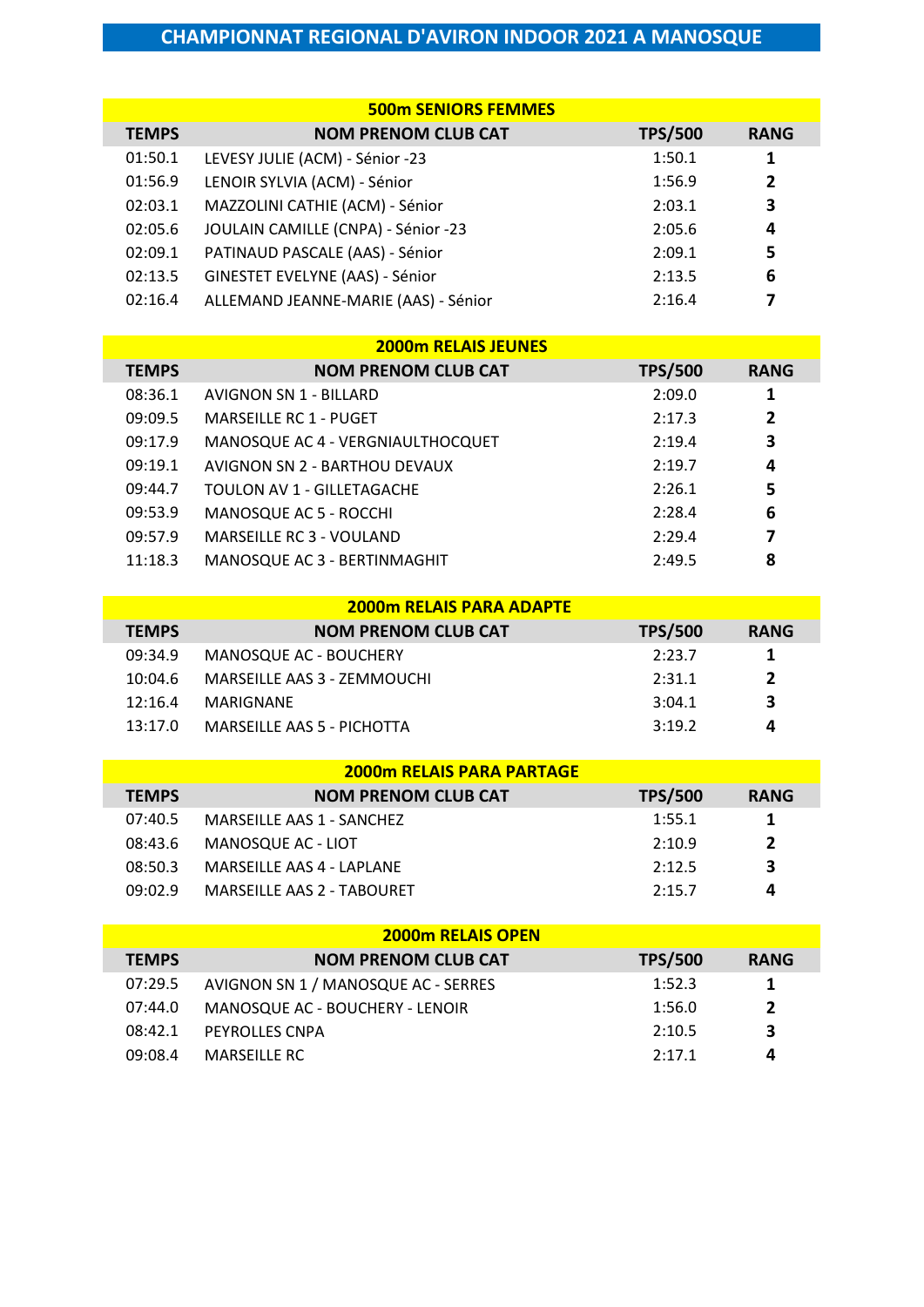# CHAMPIONNAT REGIONAL D'AVIRON INDOOR 2021 A MANOSQUE

## 500m SENIORS FEMMES

| TEMPS | NOM PRENOM CLUB CAT | TPS/500 | RANG |
|---|---|---|---|
| 01:50.1 | LEVESY JULIE (ACM) - Sénior -23 | 1:50.1 | 1 |
| 01:56.9 | LENOIR SYLVIA (ACM) - Sénior | 1:56.9 | 2 |
| 02:03.1 | MAZZOLINI CATHIE (ACM) - Sénior | 2:03.1 | 3 |
| 02:05.6 | JOULAIN CAMILLE (CNPA) - Sénior -23 | 2:05.6 | 4 |
| 02:09.1 | PATINAUD PASCALE (AAS) - Sénior | 2:09.1 | 5 |
| 02:13.5 | GINESTET EVELYNE (AAS) - Sénior | 2:13.5 | 6 |
| 02:16.4 | ALLEMAND JEANNE-MARIE (AAS) - Sénior | 2:16.4 | 7 |

## 2000m RELAIS JEUNES

| TEMPS | NOM PRENOM CLUB CAT | TPS/500 | RANG |
|---|---|---|---|
| 08:36.1 | AVIGNON SN 1 - BILLARD | 2:09.0 | 1 |
| 09:09.5 | MARSEILLE RC 1 - PUGET | 2:17.3 | 2 |
| 09:17.9 | MANOSQUE AC 4 - VERGNIAULTHOCQUET | 2:19.4 | 3 |
| 09:19.1 | AVIGNON SN 2 - BARTHOU DEVAUX | 2:19.7 | 4 |
| 09:44.7 | TOULON AV 1 - GILLETAGACHE | 2:26.1 | 5 |
| 09:53.9 | MANOSQUE AC 5 - ROCCHI | 2:28.4 | 6 |
| 09:57.9 | MARSEILLE RC 3 - VOULAND | 2:29.4 | 7 |
| 11:18.3 | MANOSQUE AC 3 - BERTINMAGHIT | 2:49.5 | 8 |

## 2000m RELAIS PARA ADAPTE

| TEMPS | NOM PRENOM CLUB CAT | TPS/500 | RANG |
|---|---|---|---|
| 09:34.9 | MANOSQUE AC - BOUCHERY | 2:23.7 | 1 |
| 10:04.6 | MARSEILLE AAS 3 - ZEMMOUCHI | 2:31.1 | 2 |
| 12:16.4 | MARIGNANE | 3:04.1 | 3 |
| 13:17.0 | MARSEILLE AAS 5 - PICHOTTA | 3:19.2 | 4 |

## 2000m RELAIS PARA PARTAGE

| TEMPS | NOM PRENOM CLUB CAT | TPS/500 | RANG |
|---|---|---|---|
| 07:40.5 | MARSEILLE AAS 1 - SANCHEZ | 1:55.1 | 1 |
| 08:43.6 | MANOSQUE AC - LIOT | 2:10.9 | 2 |
| 08:50.3 | MARSEILLE AAS 4 - LAPLANE | 2:12.5 | 3 |
| 09:02.9 | MARSEILLE AAS 2 - TABOURET | 2:15.7 | 4 |

## 2000m RELAIS OPEN

| TEMPS | NOM PRENOM CLUB CAT | TPS/500 | RANG |
|---|---|---|---|
| 07:29.5 | AVIGNON SN 1 / MANOSQUE AC - SERRES | 1:52.3 | 1 |
| 07:44.0 | MANOSQUE AC - BOUCHERY - LENOIR | 1:56.0 | 2 |
| 08:42.1 | PEYROLLES CNPA | 2:10.5 | 3 |
| 09:08.4 | MARSEILLE RC | 2:17.1 | 4 |